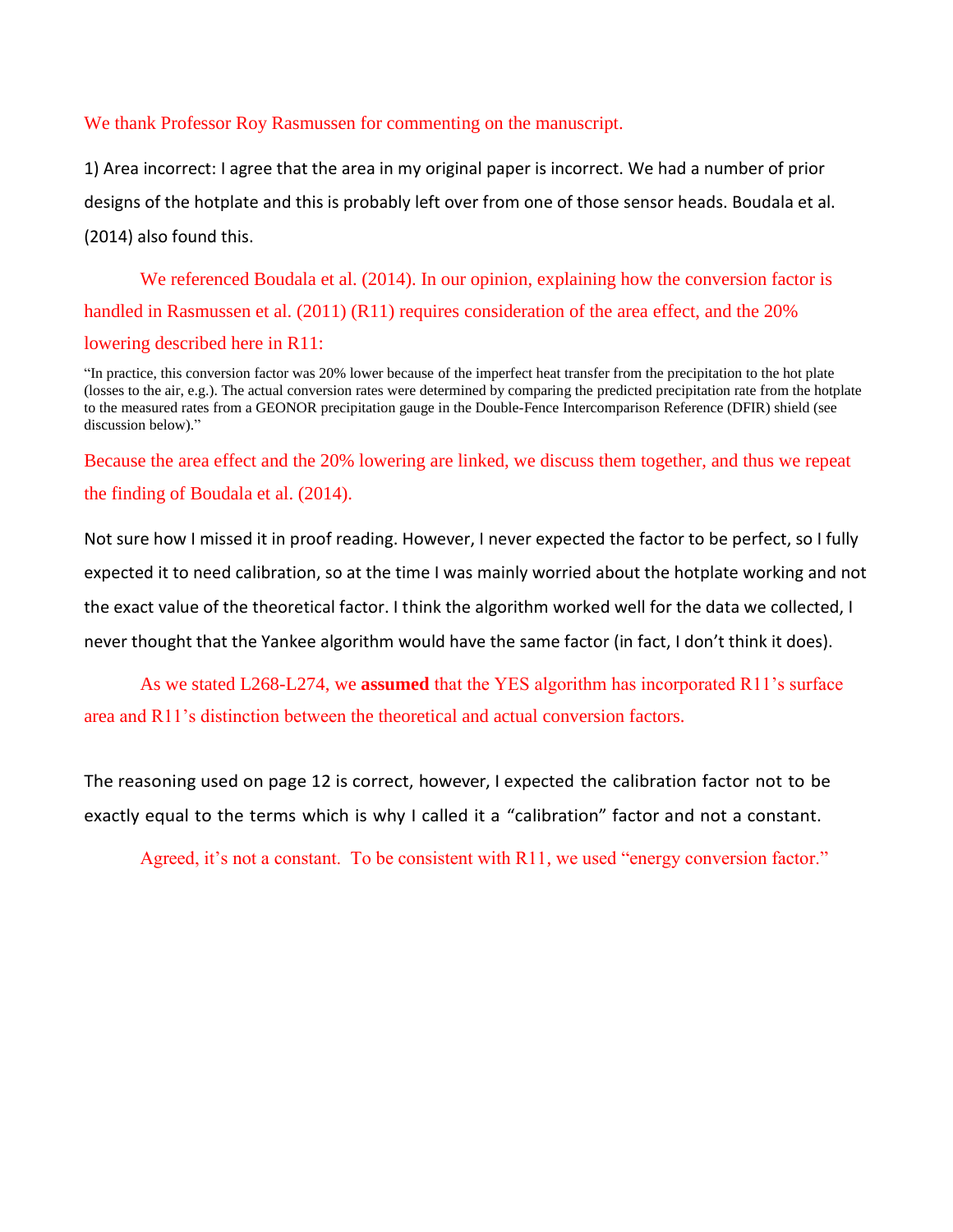We thank Professor Roy Rasmussen for commenting on the manuscript.

1) Area incorrect: I agree that the area in my original paper is incorrect. We had a number of prior designs of the hotplate and this is probably left over from one of those sensor heads. Boudala et al. (2014) also found this.

We referenced Boudala et al. (2014). In our opinion, explaining how the conversion factor is handled in Rasmussen et al. (2011) (R11) requires consideration of the area effect, and the 20% lowering described here in R11:

> "In practice, this conversion factor was 20% lower because of the imperfect heat transfer from the precipitation to the hot plate (losses to the air, e.g.). The actual conversion rates were determined by comparing the predicted precipitation rate from the hotplate to the measured rates from a GEONOR precipitation gauge in the Double-Fence Intercomparison Reference (DFIR) shield (see discussion below)."

Because the area effect and the 20% lowering are linked, we discuss them together, and thus we repeat the finding of Boudala et al. (2014).

Not sure how I missed it in proof reading. However, I never expected the factor to be perfect, so I fully expected it to need calibration, so at the time I was mainly worried about the hotplate working and not the exact value of the theoretical factor. I think the algorithm worked well for the data we collected, I never thought that the Yankee algorithm would have the same factor (in fact, I don't think it does).

As we stated L268-L274, we **assumed** that the YES algorithm has incorporated R11's surface area and R11's distinction between the theoretical and actual conversion factors.

The reasoning used on page 12 is correct, however, I expected the calibration factor not to be exactly equal to the terms which is why I called it a "calibration" factor and not a constant.

Agreed, it's not a constant. To be consistent with R11, we used "energy conversion factor."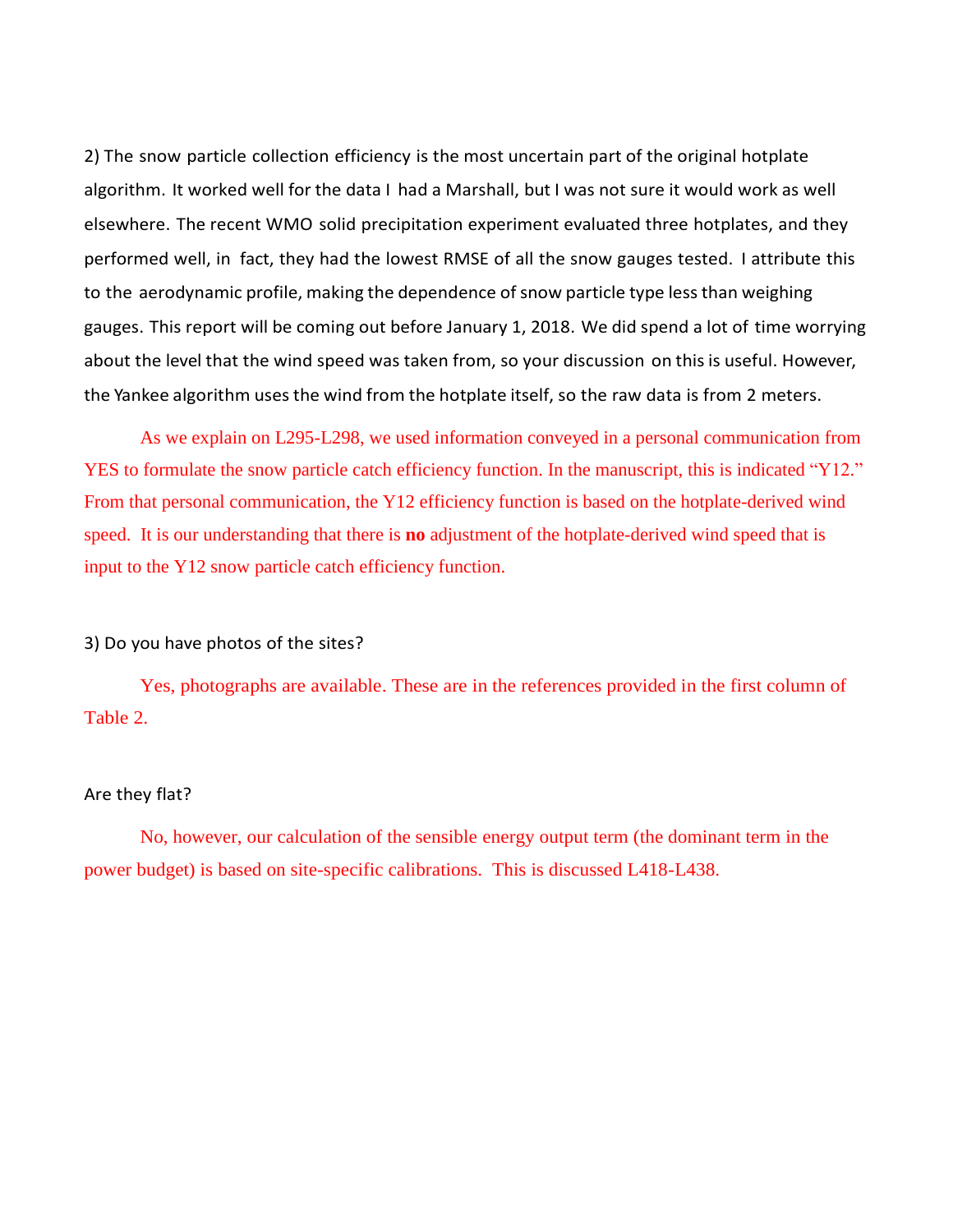2) The snow particle collection efficiency is the most uncertain part of the original hotplate algorithm. It worked well for the data I had a Marshall, but I was not sure it would work as well elsewhere. The recent WMO solid precipitation experiment evaluated three hotplates, and they performed well, in fact, they had the lowest RMSE of all the snow gauges tested. I attribute this to the aerodynamic profile, making the dependence of snow particle type less than weighing gauges. This report will be coming out before January 1, 2018. We did spend a lot of time worrying about the level that the wind speed was taken from, so your discussion on this is useful. However, the Yankee algorithm uses the wind from the hotplate itself, so the raw data is from 2 meters.

As we explain on L295-L298, we used information conveyed in a personal communication from YES to formulate the snow particle catch efficiency function. In the manuscript, this is indicated "Y12." From that personal communication, the Y12 efficiency function is based on the hotplate-derived wind speed. It is our understanding that there is **no** adjustment of the hotplate-derived wind speed that is input to the Y12 snow particle catch efficiency function.

3) Do you have photos of the sites?

Yes, photographs are available. These are in the references provided in the first column of Table 2.

Are they flat?

No, however, our calculation of the sensible energy output term (the dominant term in the power budget) is based on site-specific calibrations. This is discussed L418-L438.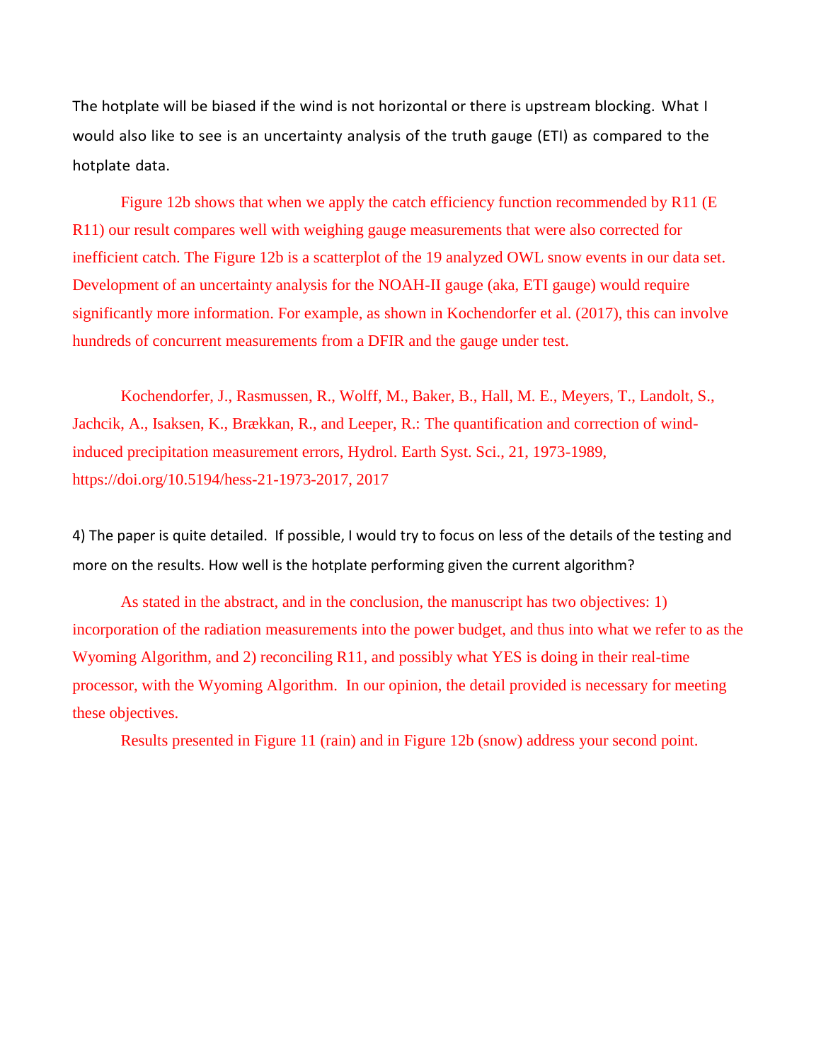The hotplate will be biased if the wind is not horizontal or there is upstream blocking. What I would also like to see is an uncertainty analysis of the truth gauge (ETI) as compared to the hotplate data.

Figure 12b shows that when we apply the catch efficiency function recommended by R11 (E R11) our result compares well with weighing gauge measurements that were also corrected for inefficient catch. The Figure 12b is a scatterplot of the 19 analyzed OWL snow events in our data set. Development of an uncertainty analysis for the NOAH-II gauge (aka, ETI gauge) would require significantly more information. For example, as shown in Kochendorfer et al. (2017), this can involve hundreds of concurrent measurements from a DFIR and the gauge under test.

Kochendorfer, J., Rasmussen, R., Wolff, M., Baker, B., Hall, M. E., Meyers, T., Landolt, S., Jachcik, A., Isaksen, K., Brækkan, R., and Leeper, R.: The quantification and correction of wind-induced precipitation measurement errors, Hydrol. Earth Syst. Sci., 21, 1973-1989, https://doi.org/10.5194/hess-21-1973-2017, 2017

4) The paper is quite detailed. If possible, I would try to focus on less of the details of the testing and more on the results. How well is the hotplate performing given the current algorithm?

As stated in the abstract, and in the conclusion, the manuscript has two objectives: 1) incorporation of the radiation measurements into the power budget, and thus into what we refer to as the Wyoming Algorithm, and 2) reconciling R11, and possibly what YES is doing in their real-time processor, with the Wyoming Algorithm. In our opinion, the detail provided is necessary for meeting these objectives.

Results presented in Figure 11 (rain) and in Figure 12b (snow) address your second point.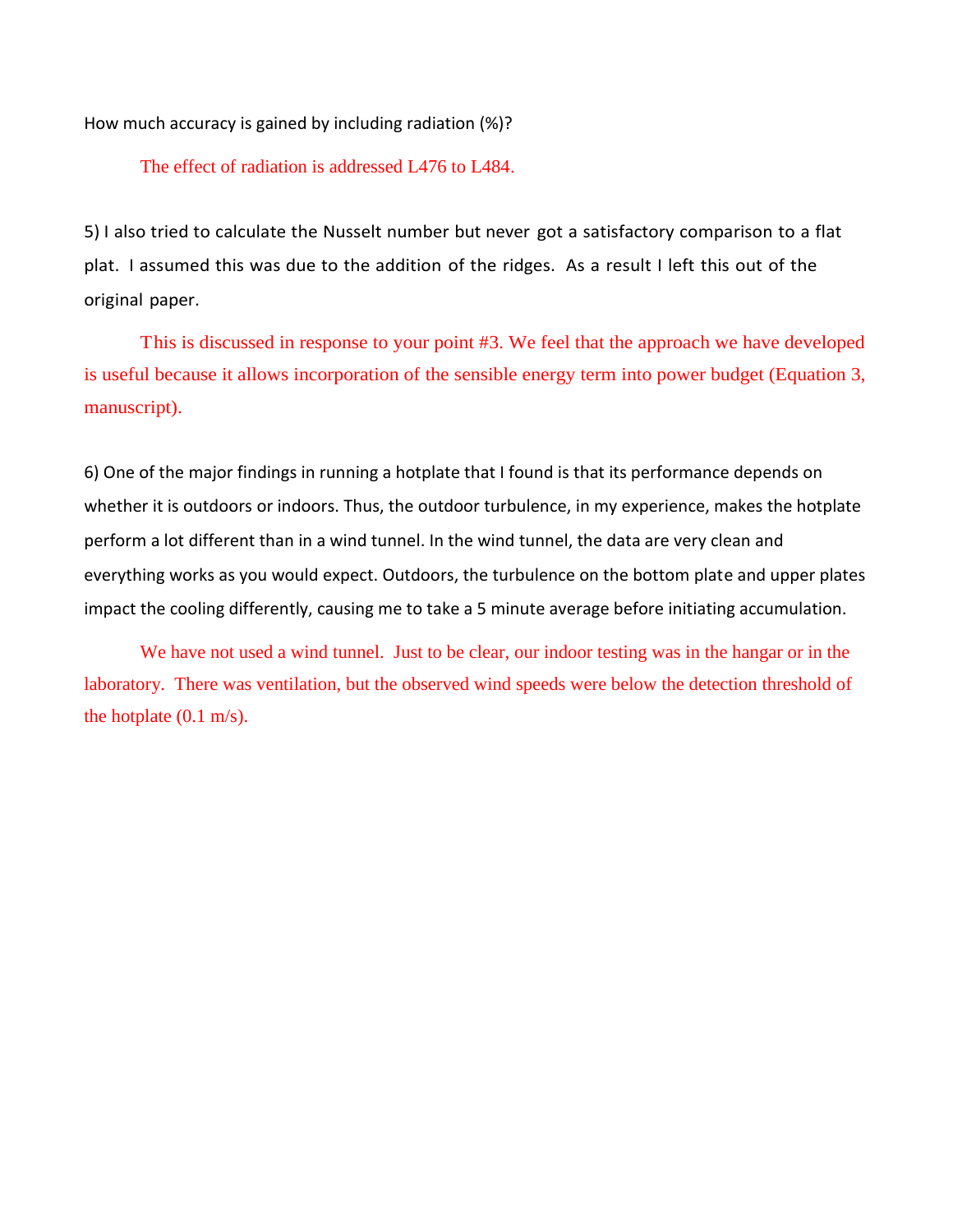How much accuracy is gained by including radiation (%)?

The effect of radiation is addressed L476 to L484.

5) I also tried to calculate the Nusselt number but never got a satisfactory comparison to a flat plat. I assumed this was due to the addition of the ridges. As a result I left this out of the original paper.

This is discussed in response to your point #3. We feel that the approach we have developed is useful because it allows incorporation of the sensible energy term into power budget (Equation 3, manuscript).

6) One of the major findings in running a hotplate that I found is that its performance depends on whether it is outdoors or indoors. Thus, the outdoor turbulence, in my experience, makes the hotplate perform a lot different than in a wind tunnel. In the wind tunnel, the data are very clean and everything works as you would expect. Outdoors, the turbulence on the bottom plate and upper plates impact the cooling differently, causing me to take a 5 minute average before initiating accumulation.

We have not used a wind tunnel. Just to be clear, our indoor testing was in the hangar or in the laboratory. There was ventilation, but the observed wind speeds were below the detection threshold of the hotplate (0.1 m/s).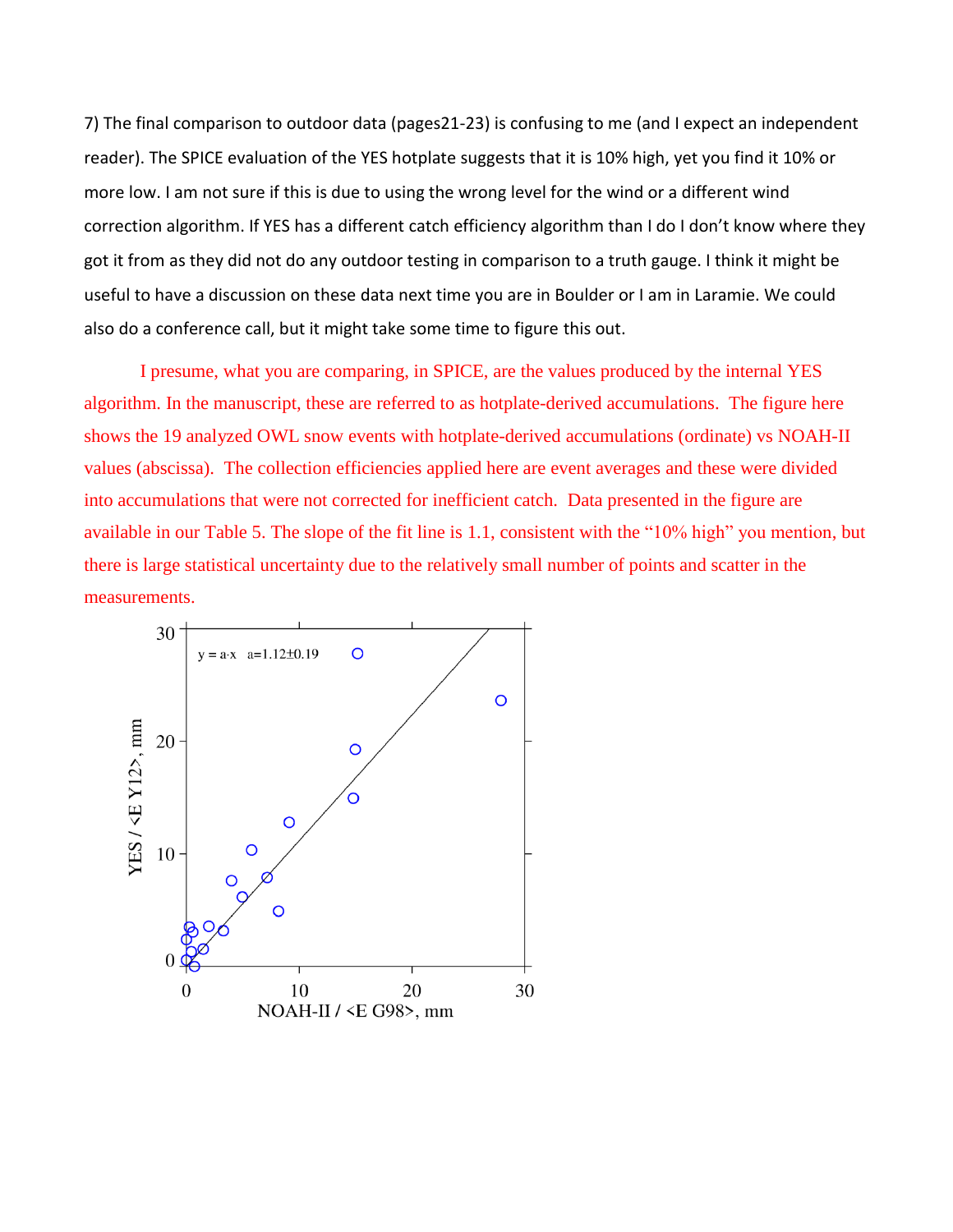7) The final comparison to outdoor data (pages21-23) is confusing to me (and I expect an independent reader). The SPICE evaluation of the YES hotplate suggests that it is 10% high, yet you find it 10% or more low. I am not sure if this is due to using the wrong level for the wind or a different wind correction algorithm. If YES has a different catch efficiency algorithm than I do I don't know where they got it from as they did not do any outdoor testing in comparison to a truth gauge. I think it might be useful to have a discussion on these data next time you are in Boulder or I am in Laramie. We could also do a conference call, but it might take some time to figure this out.

I presume, what you are comparing, in SPICE, are the values produced by the internal YES algorithm. In the manuscript, these are referred to as hotplate-derived accumulations. The figure here shows the 19 analyzed OWL snow events with hotplate-derived accumulations (ordinate) vs NOAH-II values (abscissa). The collection efficiencies applied here are event averages and these were divided into accumulations that were not corrected for inefficient catch. Data presented in the figure are available in our Table 5. The slope of the fit line is 1.1, consistent with the "10% high" you mention, but there is large statistical uncertainty due to the relatively small number of points and scatter in the measurements.

y = a·x   a=1.12±0.19

YES / <E Y12>, mm

NOAH-II / <E G98>, mm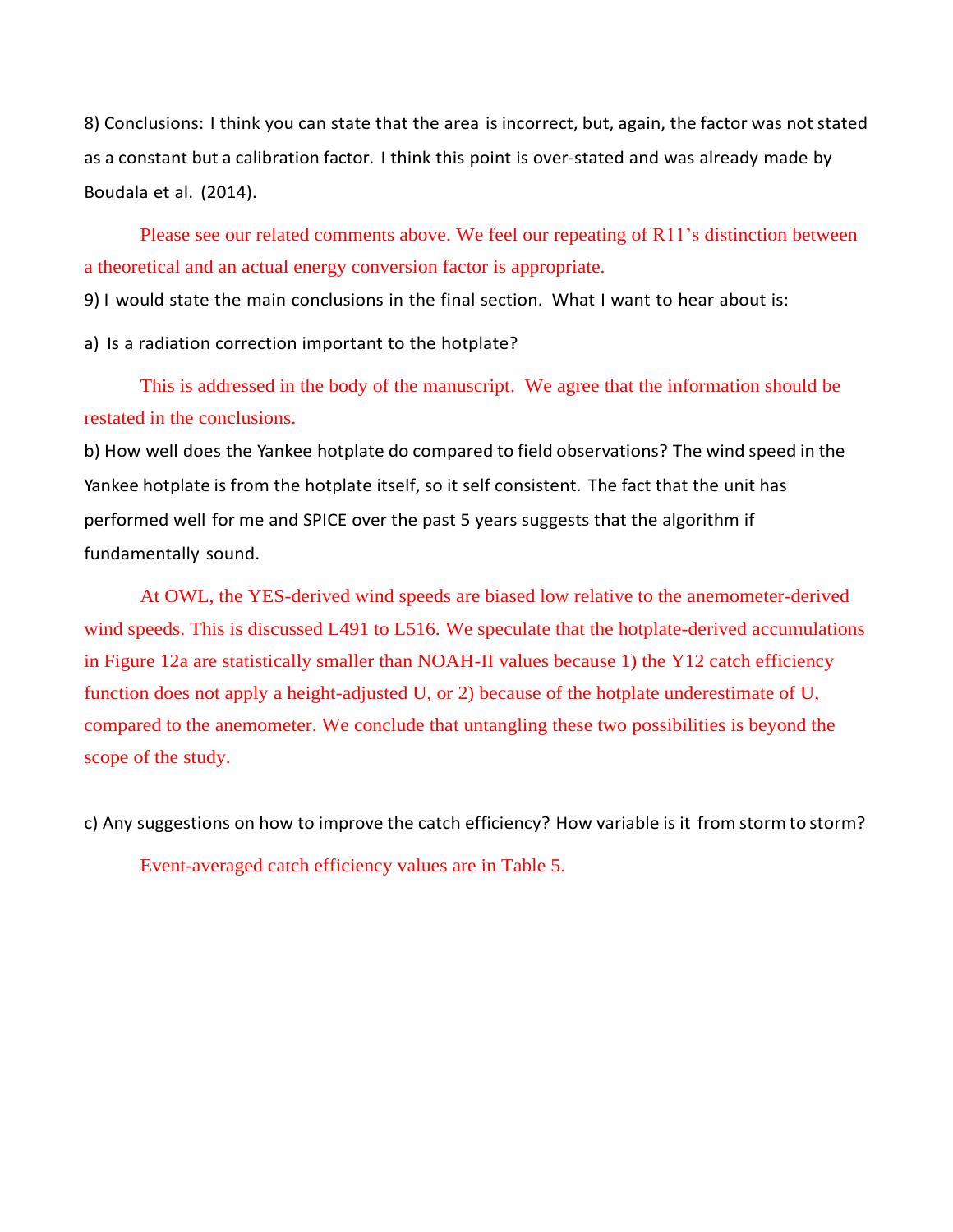8) Conclusions: I think you can state that the area is incorrect, but, again, the factor was not stated as a constant but a calibration factor. I think this point is over-stated and was already made by Boudala et al. (2014).

Please see our related comments above. We feel our repeating of R11's distinction between a theoretical and an actual energy conversion factor is appropriate.

9) I would state the main conclusions in the final section. What I want to hear about is:

a) Is a radiation correction important to the hotplate?

This is addressed in the body of the manuscript. We agree that the information should be restated in the conclusions.

b) How well does the Yankee hotplate do compared to field observations? The wind speed in the Yankee hotplate is from the hotplate itself, so it self consistent. The fact that the unit has performed well for me and SPICE over the past 5 years suggests that the algorithm if fundamentally sound.

At OWL, the YES-derived wind speeds are biased low relative to the anemometer-derived wind speeds. This is discussed L491 to L516. We speculate that the hotplate-derived accumulations in Figure 12a are statistically smaller than NOAH-II values because 1) the Y12 catch efficiency function does not apply a height-adjusted U, or 2) because of the hotplate underestimate of U, compared to the anemometer. We conclude that untangling these two possibilities is beyond the scope of the study.

c) Any suggestions on how to improve the catch efficiency? How variable is it from storm to storm?

Event-averaged catch efficiency values are in Table 5.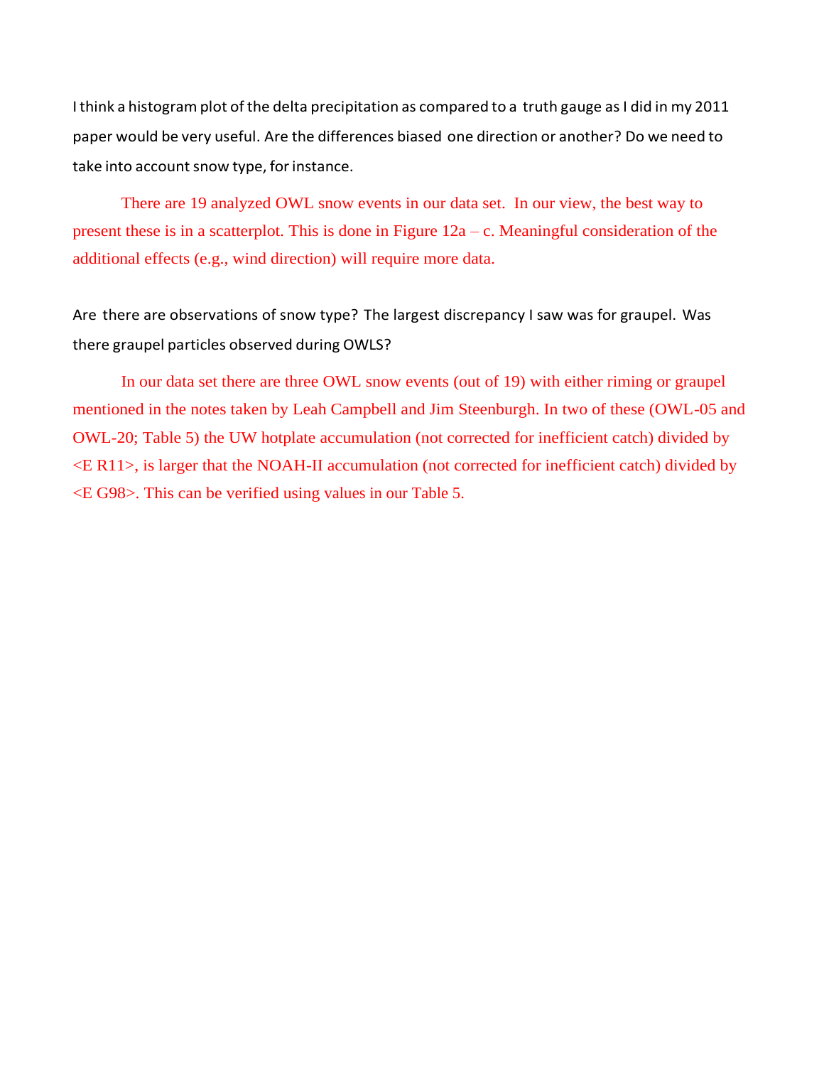I think a histogram plot of the delta precipitation as compared to a truth gauge as I did in my 2011 paper would be very useful. Are the differences biased one direction or another? Do we need to take into account snow type, for instance.

There are 19 analyzed OWL snow events in our data set. In our view, the best way to present these is in a scatterplot. This is done in Figure 12a – c. Meaningful consideration of the additional effects (e.g., wind direction) will require more data.

Are there are observations of snow type? The largest discrepancy I saw was for graupel. Was there graupel particles observed during OWLS?

In our data set there are three OWL snow events (out of 19) with either riming or graupel mentioned in the notes taken by Leah Campbell and Jim Steenburgh. In two of these (OWL-05 and OWL-20; Table 5) the UW hotplate accumulation (not corrected for inefficient catch) divided by <E R11>, is larger that the NOAH-II accumulation (not corrected for inefficient catch) divided by <E G98>. This can be verified using values in our Table 5.